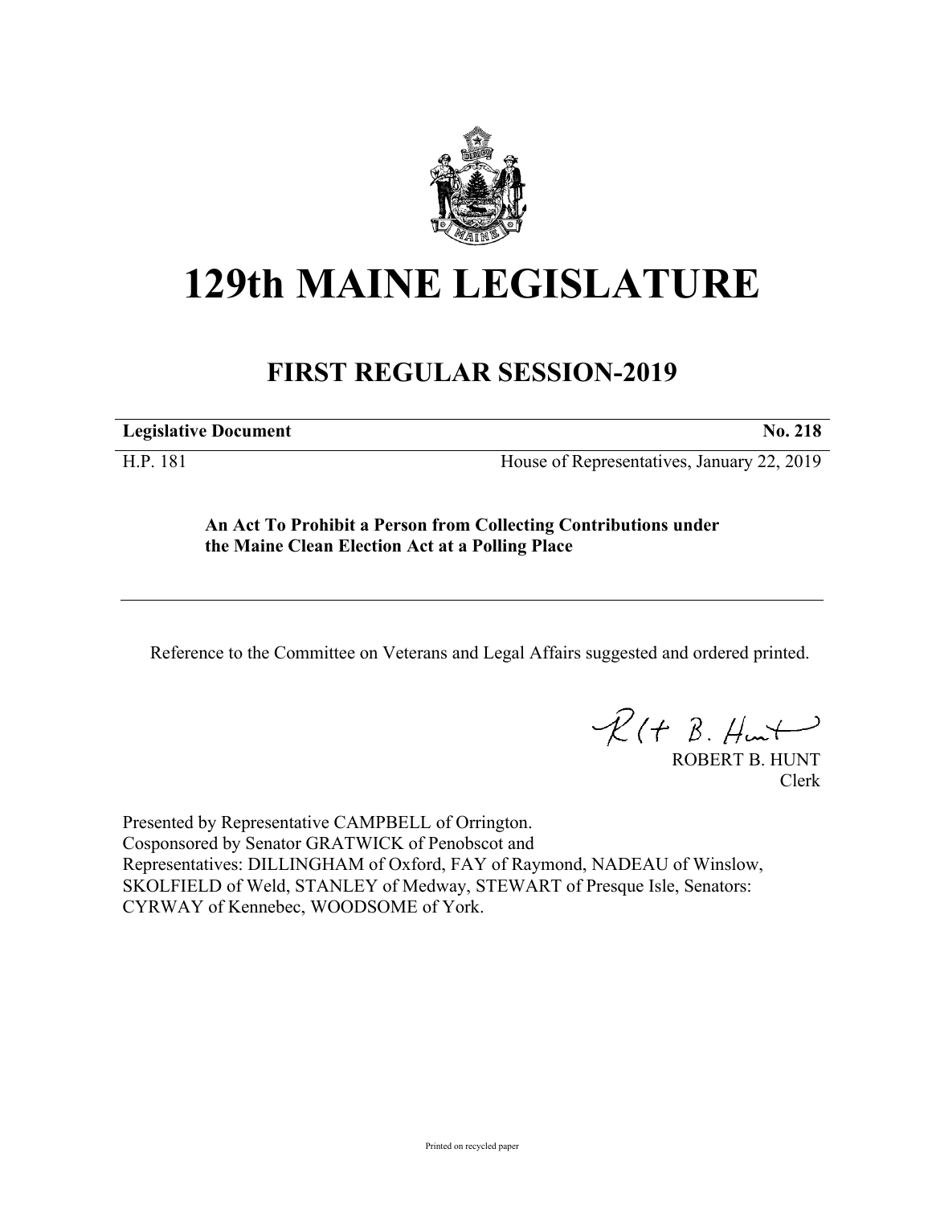# 129th MAINE LEGISLATURE

## FIRST REGULAR SESSION-2019

**Legislative Document** **No. 218**

H.P. 181 House of Representatives, January 22, 2019

**An Act To Prohibit a Person from Collecting Contributions under the Maine Clean Election Act at a Polling Place**

Reference to the Committee on Veterans and Legal Affairs suggested and ordered printed.

ROBERT B. HUNT
Clerk

Presented by Representative CAMPBELL of Orrington.
Cosponsored by Senator GRATWICK of Penobscot and
Representatives: DILLINGHAM of Oxford, FAY of Raymond, NADEAU of Winslow, SKOLFIELD of Weld, STANLEY of Medway, STEWART of Presque Isle, Senators: CYRWAY of Kennebec, WOODSOME of York.

Printed on recycled paper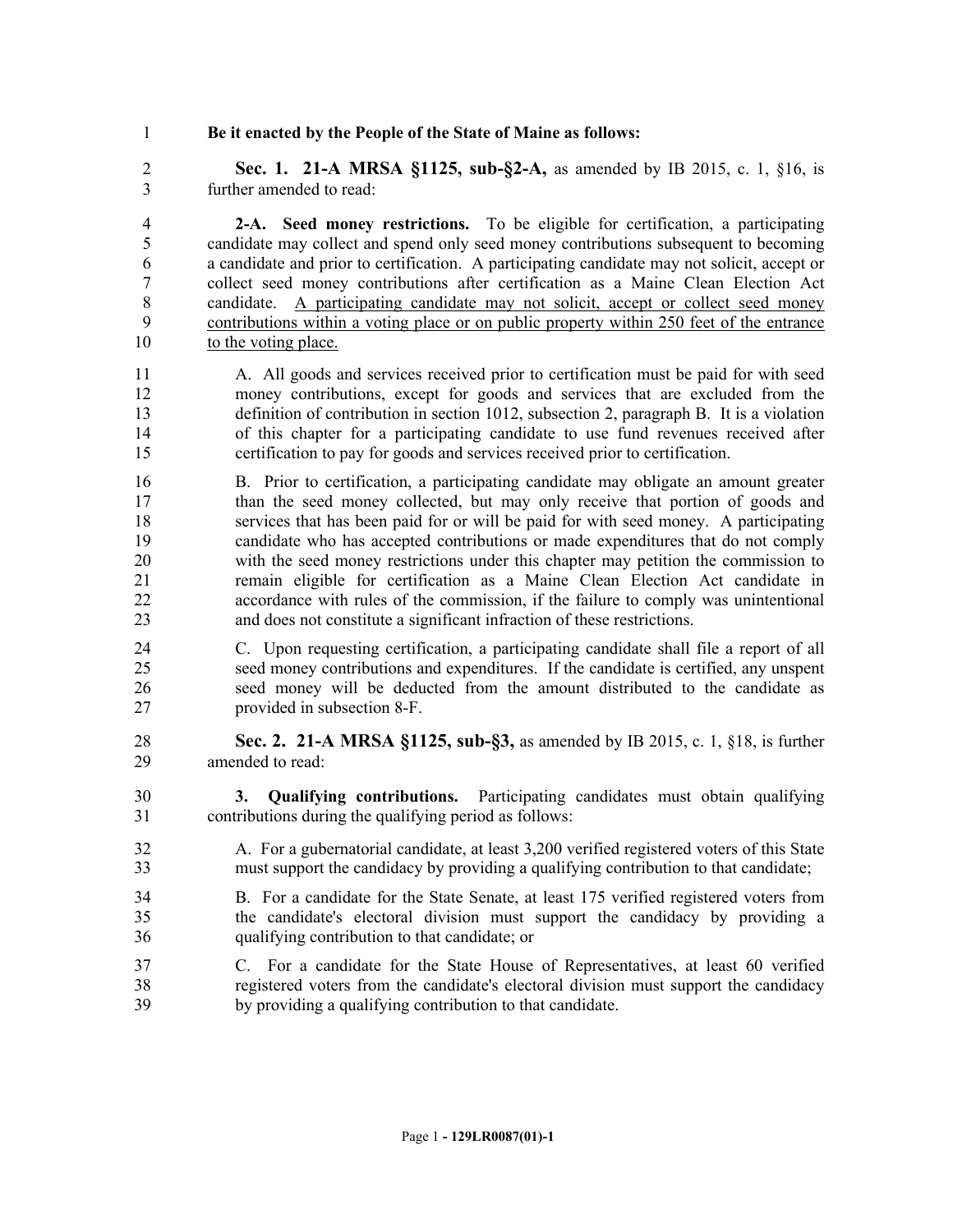**Be it enacted by the People of the State of Maine as follows:**

**Sec. 1. 21-A MRSA §1125, sub-§2-A,** as amended by IB 2015, c. 1, §16, is further amended to read:

**2-A. Seed money restrictions.** To be eligible for certification, a participating candidate may collect and spend only seed money contributions subsequent to becoming a candidate and prior to certification. A participating candidate may not solicit, accept or collect seed money contributions after certification as a Maine Clean Election Act candidate. <u>A participating candidate may not solicit, accept or collect seed money contributions within a voting place or on public property within 250 feet of the entrance to the voting place.</u>

A. All goods and services received prior to certification must be paid for with seed money contributions, except for goods and services that are excluded from the definition of contribution in section 1012, subsection 2, paragraph B. It is a violation of this chapter for a participating candidate to use fund revenues received after certification to pay for goods and services received prior to certification.

B. Prior to certification, a participating candidate may obligate an amount greater than the seed money collected, but may only receive that portion of goods and services that has been paid for or will be paid for with seed money. A participating candidate who has accepted contributions or made expenditures that do not comply with the seed money restrictions under this chapter may petition the commission to remain eligible for certification as a Maine Clean Election Act candidate in accordance with rules of the commission, if the failure to comply was unintentional and does not constitute a significant infraction of these restrictions.

C. Upon requesting certification, a participating candidate shall file a report of all seed money contributions and expenditures. If the candidate is certified, any unspent seed money will be deducted from the amount distributed to the candidate as provided in subsection 8-F.

**Sec. 2. 21-A MRSA §1125, sub-§3,** as amended by IB 2015, c. 1, §18, is further amended to read:

**3. Qualifying contributions.** Participating candidates must obtain qualifying contributions during the qualifying period as follows:

A. For a gubernatorial candidate, at least 3,200 verified registered voters of this State must support the candidacy by providing a qualifying contribution to that candidate;

B. For a candidate for the State Senate, at least 175 verified registered voters from the candidate's electoral division must support the candidacy by providing a qualifying contribution to that candidate; or

C. For a candidate for the State House of Representatives, at least 60 verified registered voters from the candidate's electoral division must support the candidacy by providing a qualifying contribution to that candidate.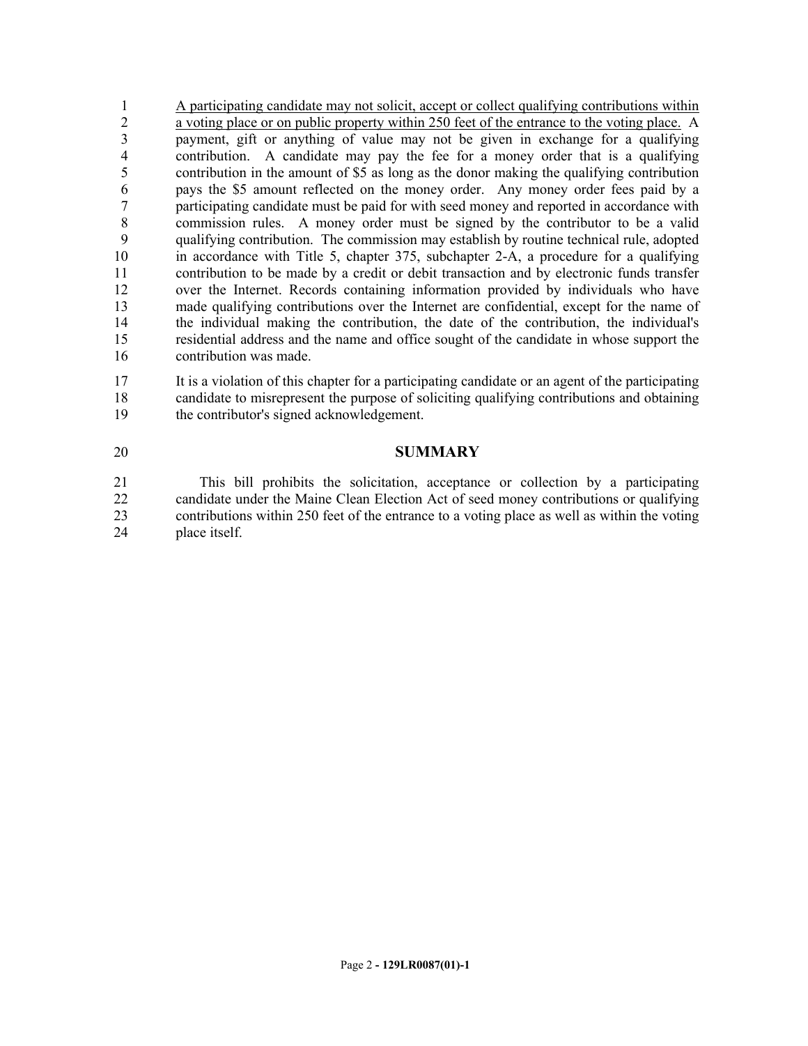<u>A participating candidate may not solicit, accept or collect qualifying contributions within a voting place or on public property within 250 feet of the entrance to the voting place.</u> A payment, gift or anything of value may not be given in exchange for a qualifying contribution. A candidate may pay the fee for a money order that is a qualifying contribution in the amount of $5 as long as the donor making the qualifying contribution pays the $5 amount reflected on the money order. Any money order fees paid by a participating candidate must be paid for with seed money and reported in accordance with commission rules. A money order must be signed by the contributor to be a valid qualifying contribution. The commission may establish by routine technical rule, adopted in accordance with Title 5, chapter 375, subchapter 2-A, a procedure for a qualifying contribution to be made by a credit or debit transaction and by electronic funds transfer over the Internet. Records containing information provided by individuals who have made qualifying contributions over the Internet are confidential, except for the name of the individual making the contribution, the date of the contribution, the individual's residential address and the name and office sought of the candidate in whose support the contribution was made.

It is a violation of this chapter for a participating candidate or an agent of the participating candidate to misrepresent the purpose of soliciting qualifying contributions and obtaining the contributor's signed acknowledgement.

## SUMMARY

This bill prohibits the solicitation, acceptance or collection by a participating candidate under the Maine Clean Election Act of seed money contributions or qualifying contributions within 250 feet of the entrance to a voting place as well as within the voting place itself.